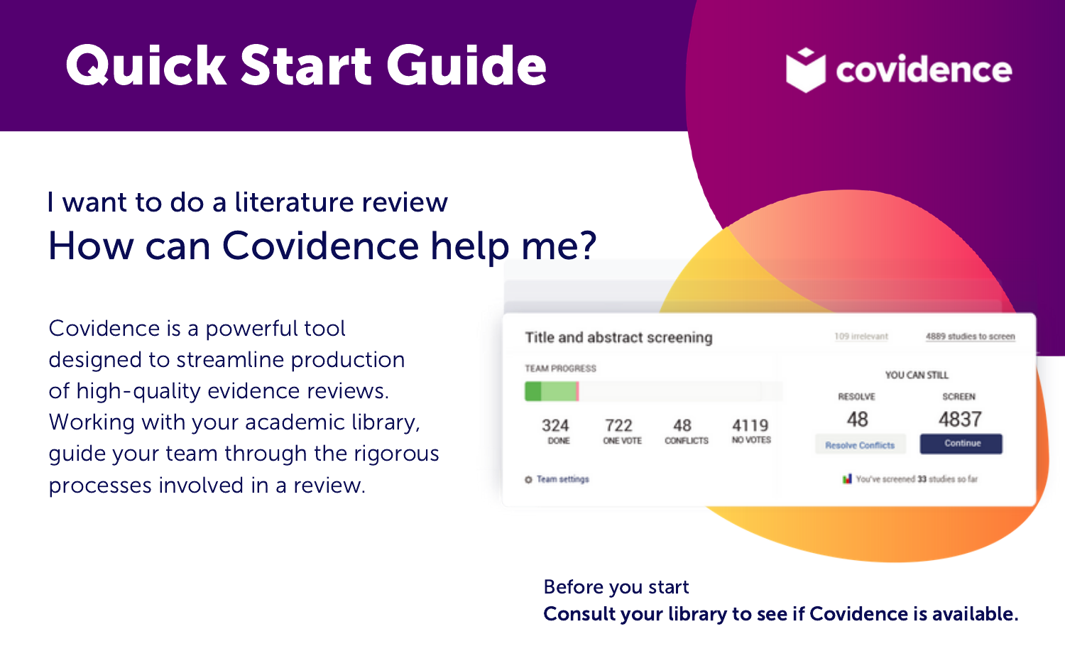# Quick Start Guide

covidence

## I want to do a literature review

## How can Covidence help me?

Covidence is a powerful tool designed to streamline production of high-quality evidence reviews. Working with your academic library, guide your team through the rigorous processes involved in a review.

Title and abstract screening

109 irrelevant | 4889 studies to screen

TEAM PROGRESS

| 324 | 722 | 48 | 4119 |
|---|---|---|---|
| DONE | ONE VOTE | CONFLICTS | NO VOTES |

Team settings

YOU CAN STILL

| RESOLVE | SCREEN |
|---|---|
| 48 | 4837 |
| Resolve Conflicts | Continue |

You've screened 33 studies so far

Before you start

**Consult your library to see if Covidence is available.**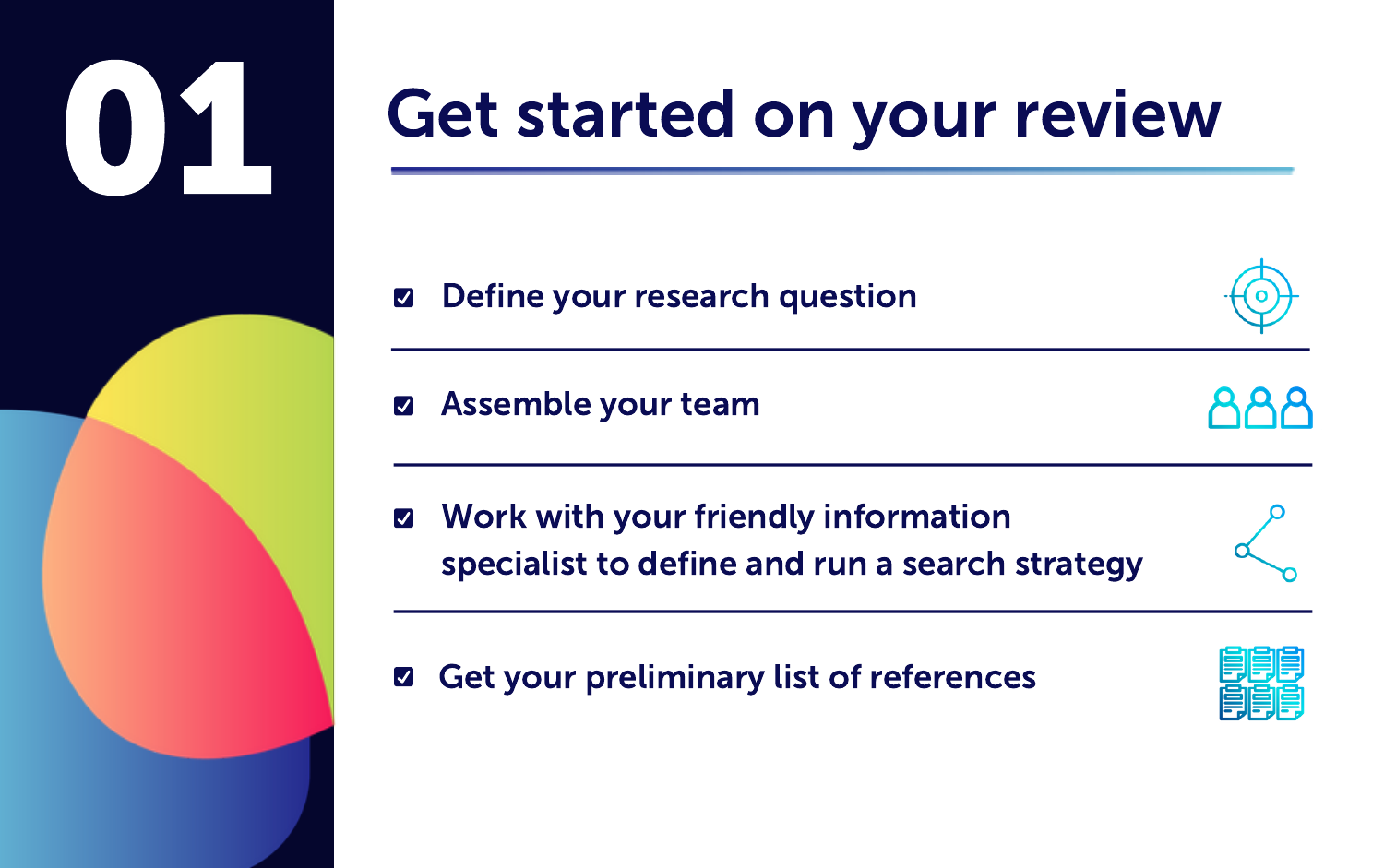# 01

## Get started on your review

- [x] Define your research question
- [x] Assemble your team
- [x] Work with your friendly information specialist to define and run a search strategy
- [x] Get your preliminary list of references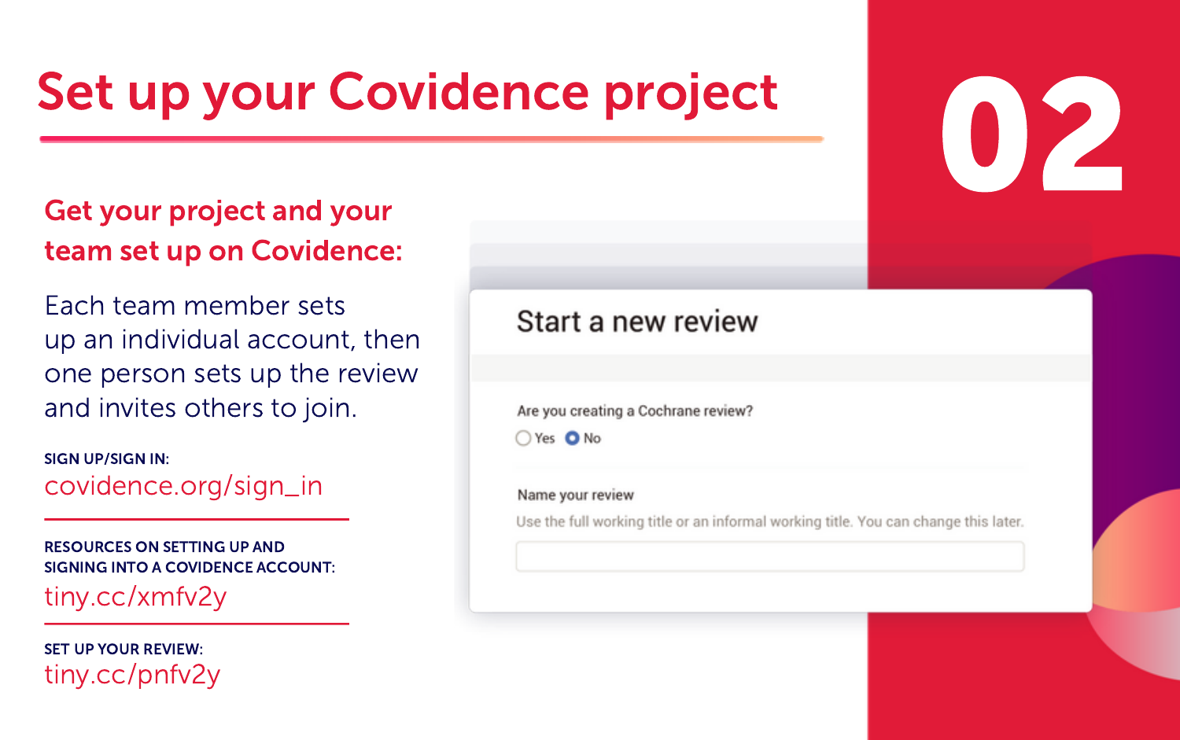# Set up your Covidence project

02

## Get your project and your team set up on Covidence:

Each team member sets up an individual account, then one person sets up the review and invites others to join.

**SIGN UP/SIGN IN:**
covidence.org/sign_in

**RESOURCES ON SETTING UP AND SIGNING INTO A COVIDENCE ACCOUNT:**
tiny.cc/xmfv2y

**SET UP YOUR REVIEW:**
tiny.cc/pnfv2y

Start a new review

Are you creating a Cochrane review?

Yes No

Name your review

Use the full working title or an informal working title. You can change this later.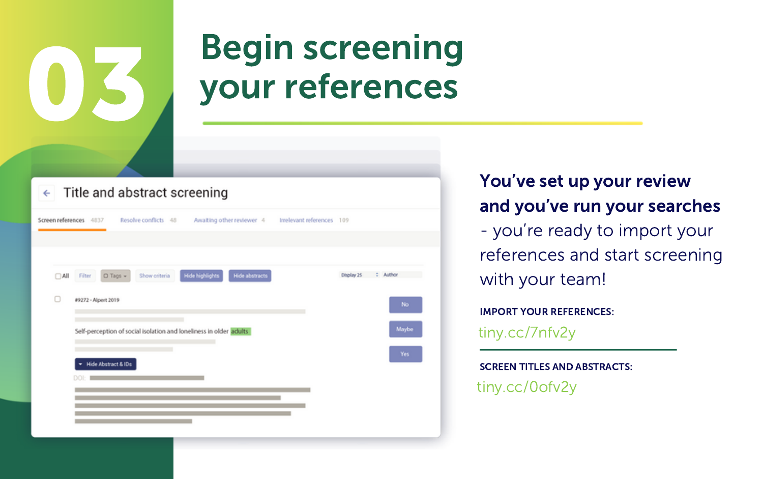# 03 Begin screening your references

**You've set up your review and you've run your searches** - you're ready to import your references and start screening with your team!

**IMPORT YOUR REFERENCES:**

tiny.cc/7nfv2y

**SCREEN TITLES AND ABSTRACTS:**

tiny.cc/0ofv2y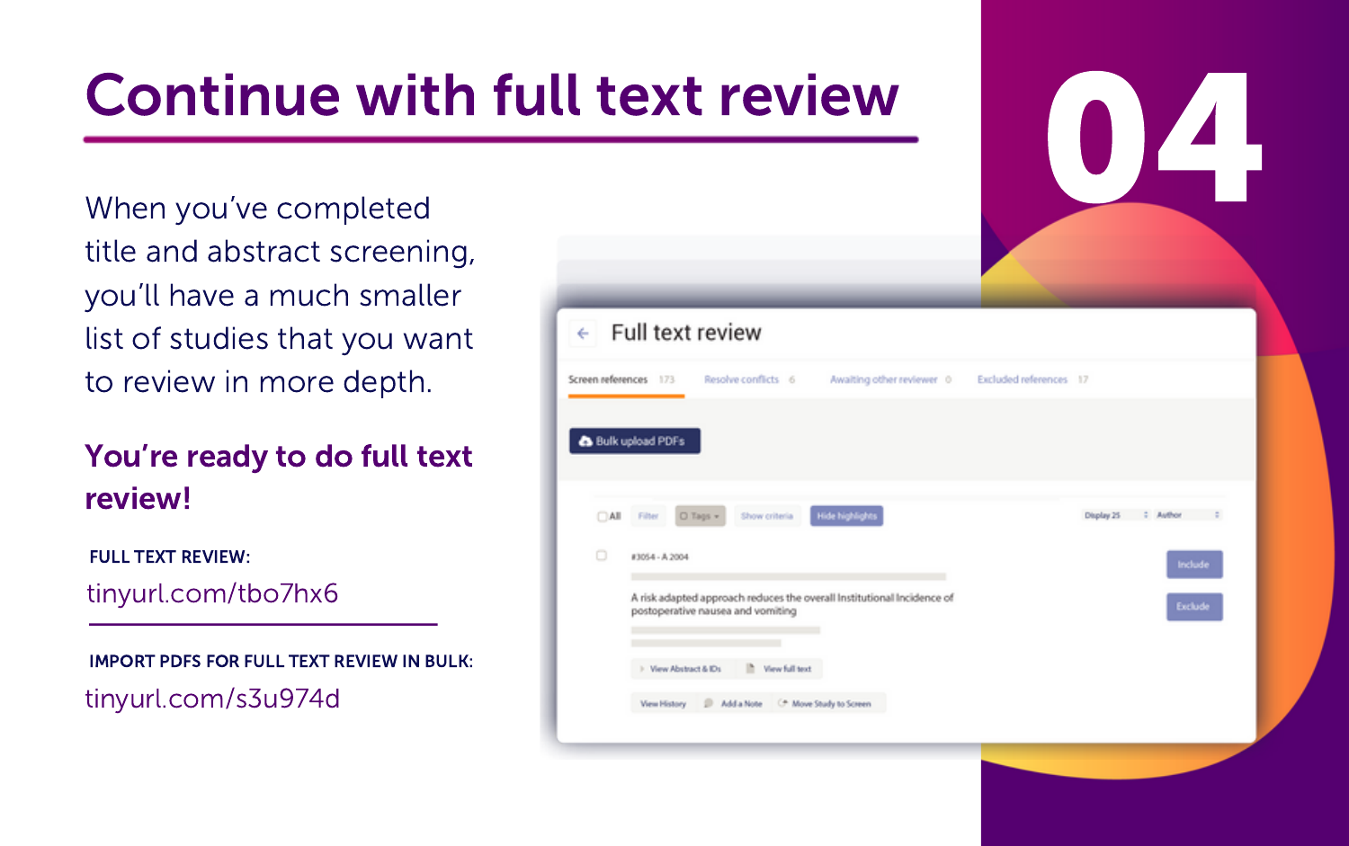# Continue with full text review

## 04

When you've completed title and abstract screening, you'll have a much smaller list of studies that you want to review in more depth.

**You're ready to do full text review!**

**FULL TEXT REVIEW:**

tinyurl.com/tbo7hx6

**IMPORT PDFS FOR FULL TEXT REVIEW IN BULK:**

tinyurl.com/s3u974d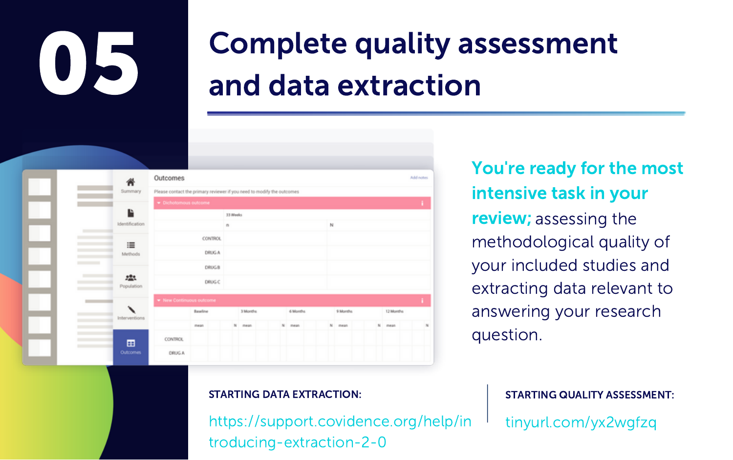# 05

## Complete quality assessment and data extraction

**You're ready for the most intensive task in your review;** assessing the methodological quality of your included studies and extracting data relevant to answering your research question.

**STARTING DATA EXTRACTION:**

https://support.covidence.org/help/introducing-extraction-2-0

**STARTING QUALITY ASSESSMENT:**

tinyurl.com/yx2wgfzq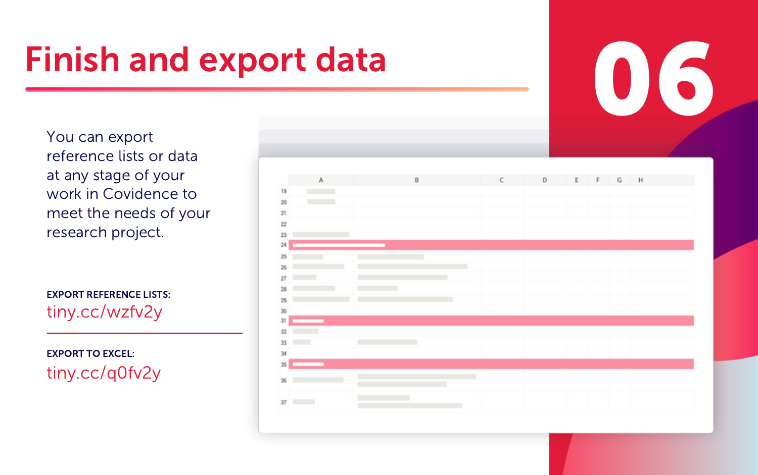# Finish and export data

06

You can export reference lists or data at any stage of your work in Covidence to meet the needs of your research project.

**EXPORT REFERENCE LISTS:**
tiny.cc/wzfv2y

**EXPORT TO EXCEL:**
tiny.cc/q0fv2y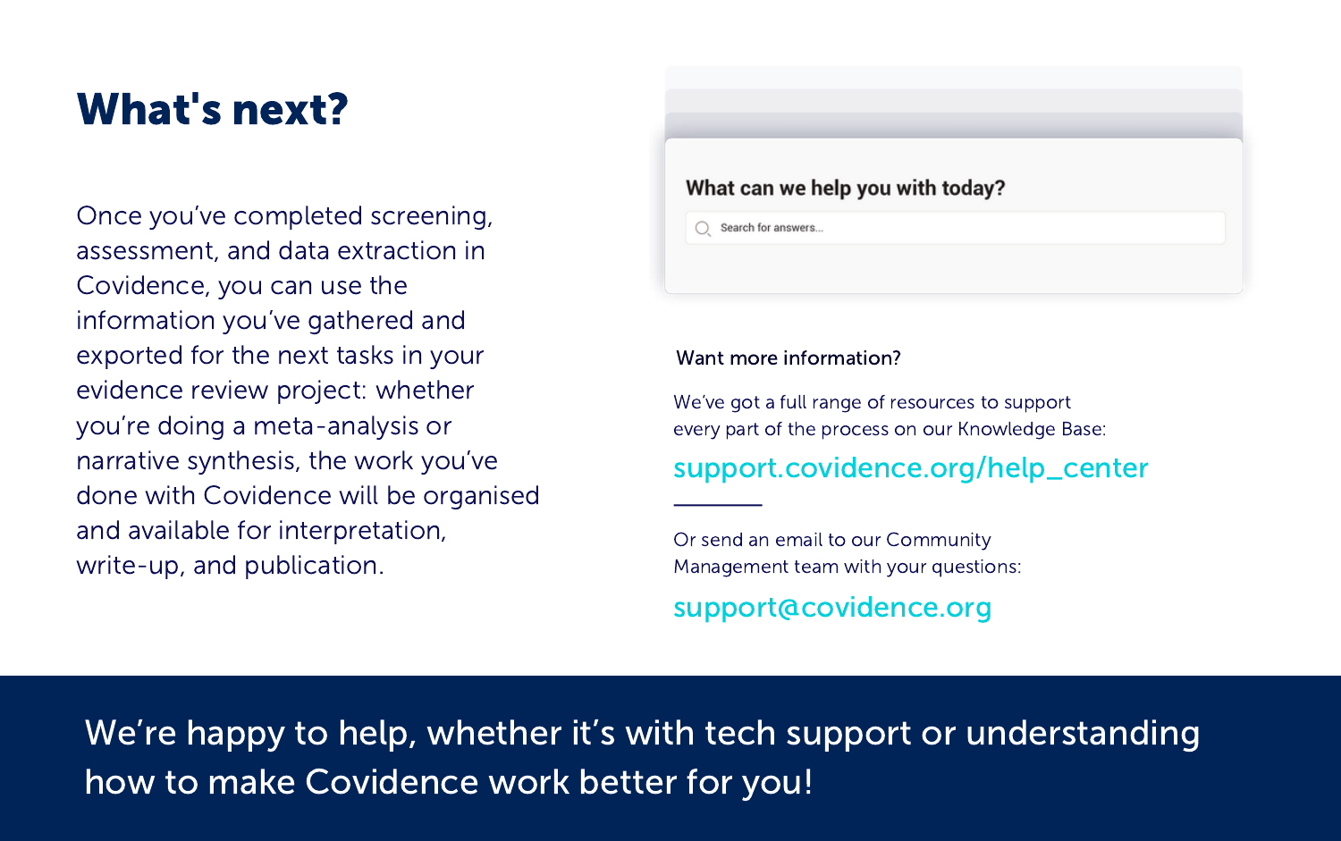# What's next?

Once you've completed screening, assessment, and data extraction in Covidence, you can use the information you've gathered and exported for the next tasks in your evidence review project: whether you're doing a meta-analysis or narrative synthesis, the work you've done with Covidence will be organised and available for interpretation, write-up, and publication.

What can we help you with today?

Search for answers...

Want more information?

We've got a full range of resources to support every part of the process on our Knowledge Base:

support.covidence.org/help_center

Or send an email to our Community Management team with your questions:

support@covidence.org

We're happy to help, whether it's with tech support or understanding how to make Covidence work better for you!